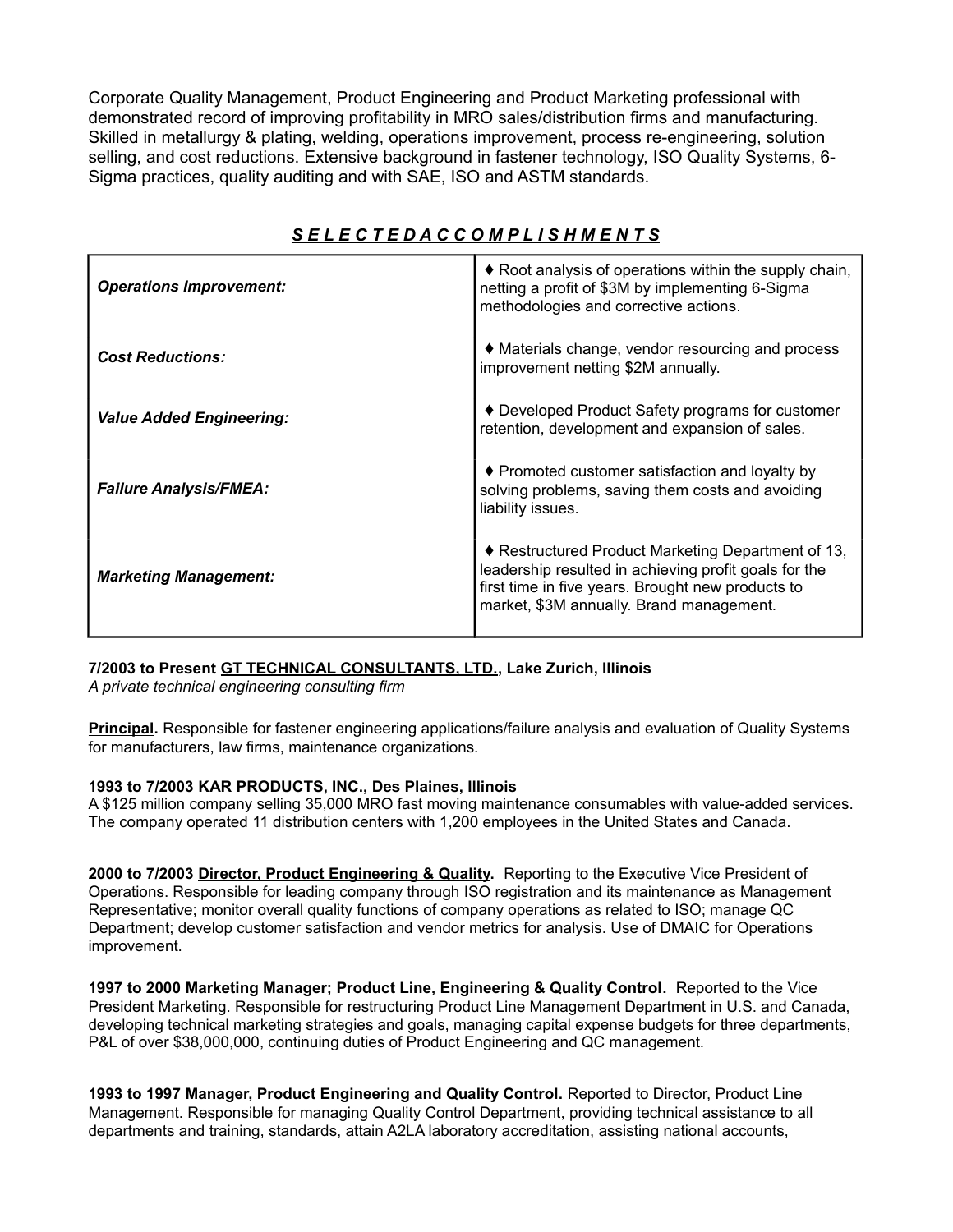Corporate Quality Management, Product Engineering and Product Marketing professional with demonstrated record of improving profitability in MRO sales/distribution firms and manufacturing. Skilled in metallurgy & plating, welding, operations improvement, process re-engineering, solution selling, and cost reductions. Extensive background in fastener technology, ISO Quality Systems, 6-Sigma practices, quality auditing and with SAE, ISO and ASTM standards.

## ***S E L E C T E D A C C O M P L I S H M E N T S***

| | |
|---|---|
| ***Operations Improvement:*** | ♦ Root analysis of operations within the supply chain, netting a profit of $3M by implementing 6-Sigma methodologies and corrective actions. |
| ***Cost Reductions:*** | ♦ Materials change, vendor resourcing and process improvement netting $2M annually. |
| ***Value Added Engineering:*** | ♦ Developed Product Safety programs for customer retention, development and expansion of sales. |
| ***Failure Analysis/FMEA:*** | ♦ Promoted customer satisfaction and loyalty by solving problems, saving them costs and avoiding liability issues. |
| ***Marketing Management:*** | ♦ Restructured Product Marketing Department of 13, leadership resulted in achieving profit goals for the first time in five years. Brought new products to market, $3M annually. Brand management. |

**7/2003 to Present <u>GT TECHNICAL CONSULTANTS, LTD.</u>, Lake Zurich, Illinois**
*A private technical engineering consulting firm*

**<u>Principal</u>.** Responsible for fastener engineering applications/failure analysis and evaluation of Quality Systems for manufacturers, law firms, maintenance organizations.

**1993 to 7/2003 <u>KAR PRODUCTS, INC.</u>, Des Plaines, Illinois**
A $125 million company selling 35,000 MRO fast moving maintenance consumables with value-added services. The company operated 11 distribution centers with 1,200 employees in the United States and Canada.

**2000 to 7/2003 <u>Director, Product Engineering & Quality</u>.** Reporting to the Executive Vice President of Operations. Responsible for leading company through ISO registration and its maintenance as Management Representative; monitor overall quality functions of company operations as related to ISO; manage QC Department; develop customer satisfaction and vendor metrics for analysis. Use of DMAIC for Operations improvement.

**1997 to 2000 <u>Marketing Manager; Product Line, Engineering & Quality Control</u>.** Reported to the Vice President Marketing. Responsible for restructuring Product Line Management Department in U.S. and Canada, developing technical marketing strategies and goals, managing capital expense budgets for three departments, P&L of over $38,000,000, continuing duties of Product Engineering and QC management.

**1993 to 1997 <u>Manager, Product Engineering and Quality Control</u>.** Reported to Director, Product Line Management. Responsible for managing Quality Control Department, providing technical assistance to all departments and training, standards, attain A2LA laboratory accreditation, assisting national accounts,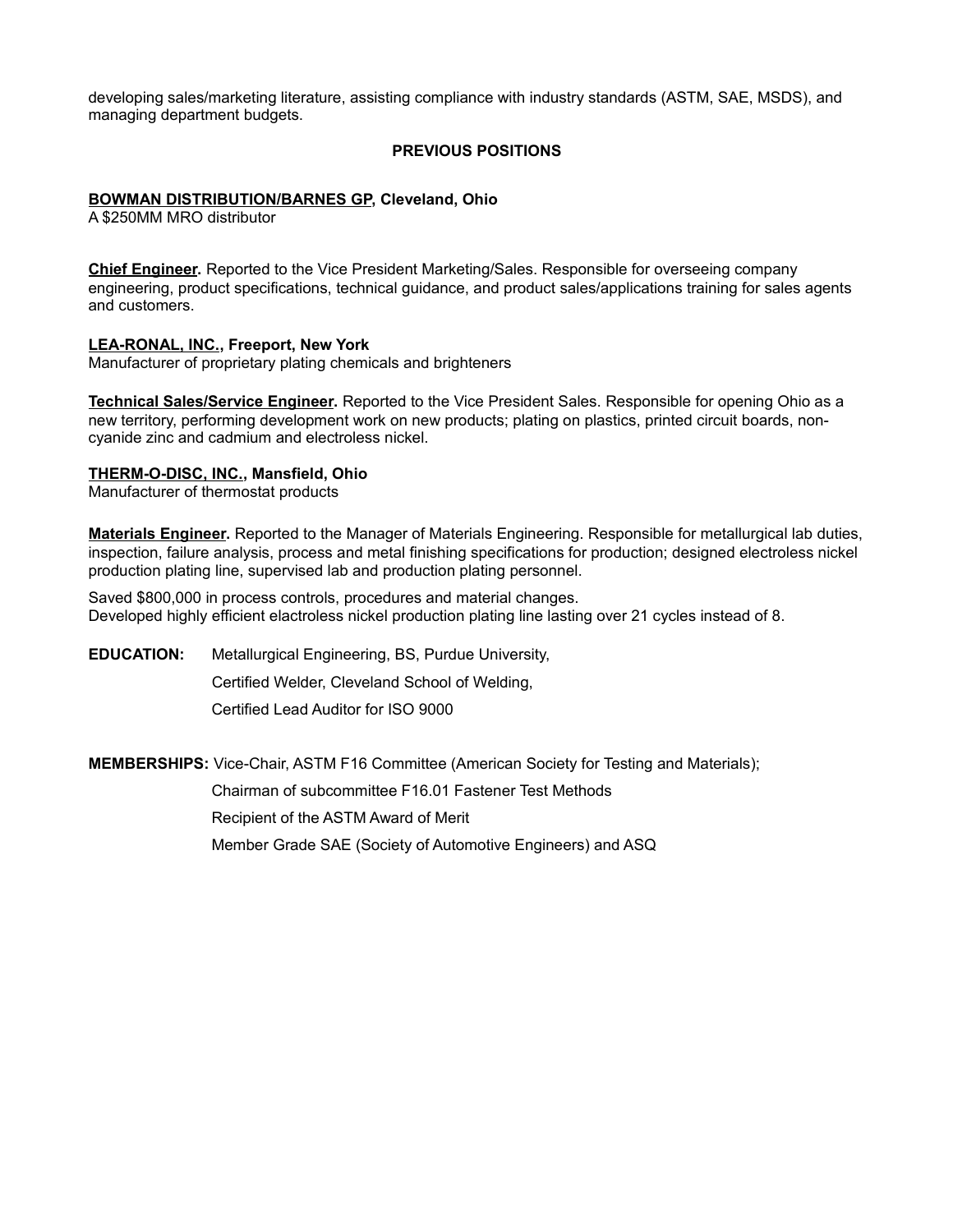developing sales/marketing literature, assisting compliance with industry standards (ASTM, SAE, MSDS), and managing department budgets.

## PREVIOUS POSITIONS

**BOWMAN DISTRIBUTION/BARNES GP, Cleveland, Ohio**
A $250MM MRO distributor

**Chief Engineer.** Reported to the Vice President Marketing/Sales. Responsible for overseeing company engineering, product specifications, technical guidance, and product sales/applications training for sales agents and customers.

**LEA-RONAL, INC., Freeport, New York**
Manufacturer of proprietary plating chemicals and brighteners

**Technical Sales/Service Engineer.** Reported to the Vice President Sales. Responsible for opening Ohio as a new territory, performing development work on new products; plating on plastics, printed circuit boards, non-cyanide zinc and cadmium and electroless nickel.

**THERM-O-DISC, INC., Mansfield, Ohio**
Manufacturer of thermostat products

**Materials Engineer.** Reported to the Manager of Materials Engineering. Responsible for metallurgical lab duties, inspection, failure analysis, process and metal finishing specifications for production; designed electroless nickel production plating line, supervised lab and production plating personnel.

Saved $800,000 in process controls, procedures and material changes.
Developed highly efficient elactroless nickel production plating line lasting over 21 cycles instead of 8.

**EDUCATION:** Metallurgical Engineering, BS, Purdue University,
Certified Welder, Cleveland School of Welding,
Certified Lead Auditor for ISO 9000

**MEMBERSHIPS:** Vice-Chair, ASTM F16 Committee (American Society for Testing and Materials);
Chairman of subcommittee F16.01 Fastener Test Methods
Recipient of the ASTM Award of Merit
Member Grade SAE (Society of Automotive Engineers) and ASQ